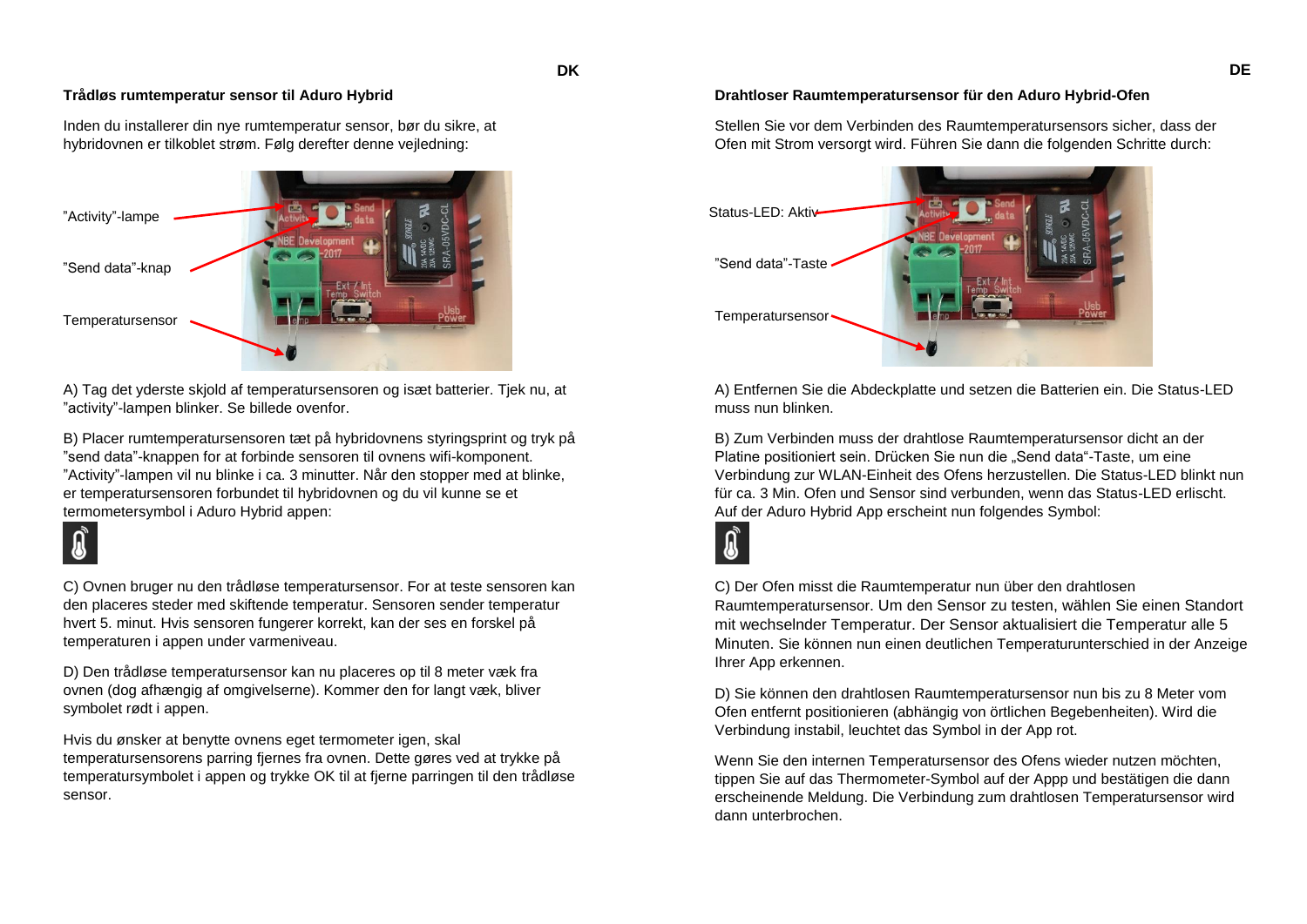DK

## Trådløs rumtemperatur sensor til Aduro Hybrid

Inden du installerer din nye rumtemperatur sensor, bør du sikre, at hybridovnen er tilkoblet strøm. Følg derefter denne vejledning:

”Activity”-lampe

”Send data”-knap

Temperatursensor

A) Tag det yderste skjold af temperatursensoren og isæt batterier. Tjek nu, at ”activity”-lampen blinker. Se billede ovenfor.

B) Placer rumtemperatursensoren tæt på hybridovnens styringsprint og tryk på ”send data”-knappen for at forbinde sensoren til ovnens wifi-komponent. ”Activity”-lampen vil nu blinke i ca. 3 minutter. Når den stopper med at blinke, er temperatursensoren forbundet til hybridovnen og du vil kunne se et termometersymbol i Aduro Hybrid appen:

C) Ovnen bruger nu den trådløse temperatursensor. For at teste sensoren kan den placeres steder med skiftende temperatur. Sensoren sender temperatur hvert 5. minut. Hvis sensoren fungerer korrekt, kan der ses en forskel på temperaturen i appen under varmeniveau.

D) Den trådløse temperatursensor kan nu placeres op til 8 meter væk fra ovnen (dog afhængig af omgivelserne). Kommer den for langt væk, bliver symbolet rødt i appen.

Hvis du ønsker at benytte ovnens eget termometer igen, skal temperatursensorens parring fjernes fra ovnen. Dette gøres ved at trykke på temperatursymbolet i appen og trykke OK til at fjerne parringen til den trådløse sensor.

DE

## Drahtloser Raumtemperatursensor für den Aduro Hybrid-Ofen

Stellen Sie vor dem Verbinden des Raumtemperatursensors sicher, dass der Ofen mit Strom versorgt wird. Führen Sie dann die folgenden Schritte durch:

Status-LED: Aktiv

”Send data”-Taste

Temperatursensor

A) Entfernen Sie die Abdeckplatte und setzen die Batterien ein. Die Status-LED muss nun blinken.

B) Zum Verbinden muss der drahtlose Raumtemperatursensor dicht an der Platine positioniert sein. Drücken Sie nun die „Send data“-Taste, um eine Verbindung zur WLAN-Einheit des Ofens herzustellen. Die Status-LED blinkt nun für ca. 3 Min. Ofen und Sensor sind verbunden, wenn das Status-LED erlischt. Auf der Aduro Hybrid App erscheint nun folgendes Symbol:

C) Der Ofen misst die Raumtemperatur nun über den drahtlosen Raumtemperatursensor. Um den Sensor zu testen, wählen Sie einen Standort mit wechselnder Temperatur. Der Sensor aktualisiert die Temperatur alle 5 Minuten. Sie können nun einen deutlichen Temperaturunterschied in der Anzeige Ihrer App erkennen.

D) Sie können den drahtlosen Raumtemperatursensor nun bis zu 8 Meter vom Ofen entfernt positionieren (abhängig von örtlichen Begebenheiten). Wird die Verbindung instabil, leuchtet das Symbol in der App rot.

Wenn Sie den internen Temperatursensor des Ofens wieder nutzen möchten, tippen Sie auf das Thermometer-Symbol auf der Appp und bestätigen die dann erscheinende Meldung. Die Verbindung zum drahtlosen Temperatursensor wird dann unterbrochen.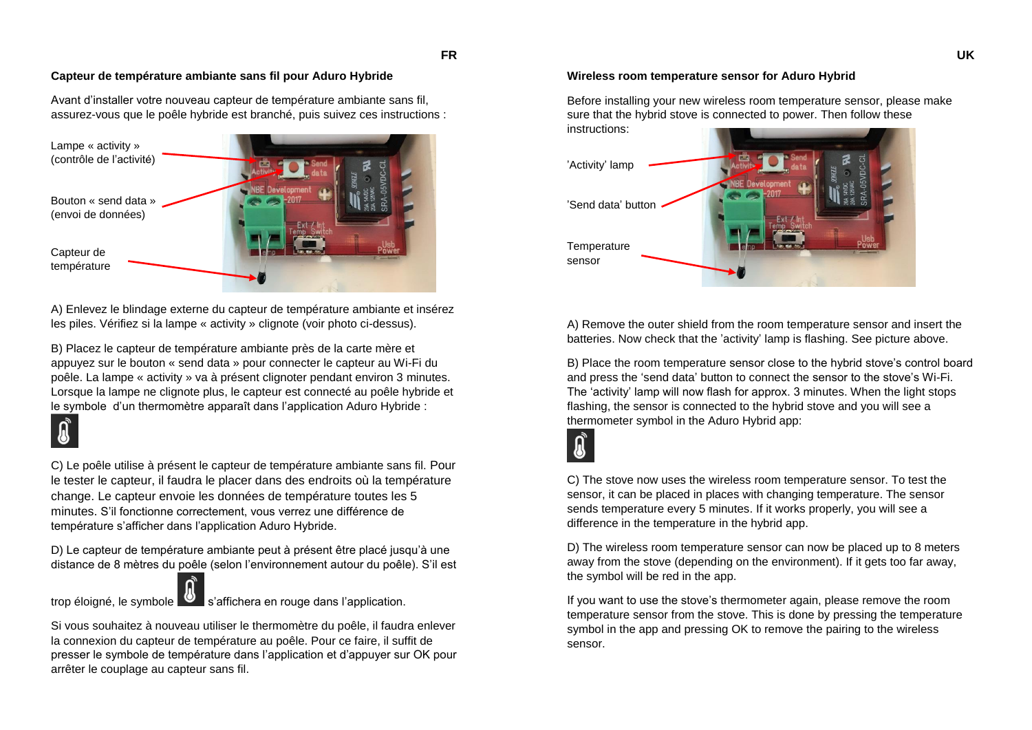FR

### Capteur de température ambiante sans fil pour Aduro Hybride

Avant d'installer votre nouveau capteur de température ambiante sans fil, assurez-vous que le poêle hybride est branché, puis suivez ces instructions :

Lampe « activity » (contrôle de l'activité)

Bouton « send data » (envoi de données)

Capteur de température

A) Enlevez le blindage externe du capteur de température ambiante et insérez les piles. Vérifiez si la lampe « activity » clignote (voir photo ci-dessus).

B) Placez le capteur de température ambiante près de la carte mère et appuyez sur le bouton « send data » pour connecter le capteur au Wi-Fi du poêle. La lampe « activity » va à présent clignoter pendant environ 3 minutes. Lorsque la lampe ne clignote plus, le capteur est connecté au poêle hybride et le symbole d'un thermomètre apparaît dans l'application Aduro Hybride :

C) Le poêle utilise à présent le capteur de température ambiante sans fil. Pour le tester le capteur, il faudra le placer dans des endroits où la température change. Le capteur envoie les données de température toutes les 5 minutes. S'il fonctionne correctement, vous verrez une différence de température s'afficher dans l'application Aduro Hybride.

D) Le capteur de température ambiante peut à présent être placé jusqu'à une distance de 8 mètres du poêle (selon l'environnement autour du poêle). S'il est trop éloigné, le symbole s'affichera en rouge dans l'application.

Si vous souhaitez à nouveau utiliser le thermomètre du poêle, il faudra enlever la connexion du capteur de température au poêle. Pour ce faire, il suffit de presser le symbole de température dans l'application et d'appuyer sur OK pour arrêter le couplage au capteur sans fil.

UK

### Wireless room temperature sensor for Aduro Hybrid

Before installing your new wireless room temperature sensor, please make sure that the hybrid stove is connected to power. Then follow these instructions:

'Activity' lamp

'Send data' button

Temperature sensor

A) Remove the outer shield from the room temperature sensor and insert the batteries. Now check that the 'activity' lamp is flashing. See picture above.

B) Place the room temperature sensor close to the hybrid stove's control board and press the 'send data' button to connect the sensor to the stove's Wi-Fi. The 'activity' lamp will now flash for approx. 3 minutes. When the light stops flashing, the sensor is connected to the hybrid stove and you will see a thermometer symbol in the Aduro Hybrid app:

C) The stove now uses the wireless room temperature sensor. To test the sensor, it can be placed in places with changing temperature. The sensor sends temperature every 5 minutes. If it works properly, you will see a difference in the temperature in the hybrid app.

D) The wireless room temperature sensor can now be placed up to 8 meters away from the stove (depending on the environment). If it gets too far away, the symbol will be red in the app.

If you want to use the stove's thermometer again, please remove the room temperature sensor from the stove. This is done by pressing the temperature symbol in the app and pressing OK to remove the pairing to the wireless sensor.